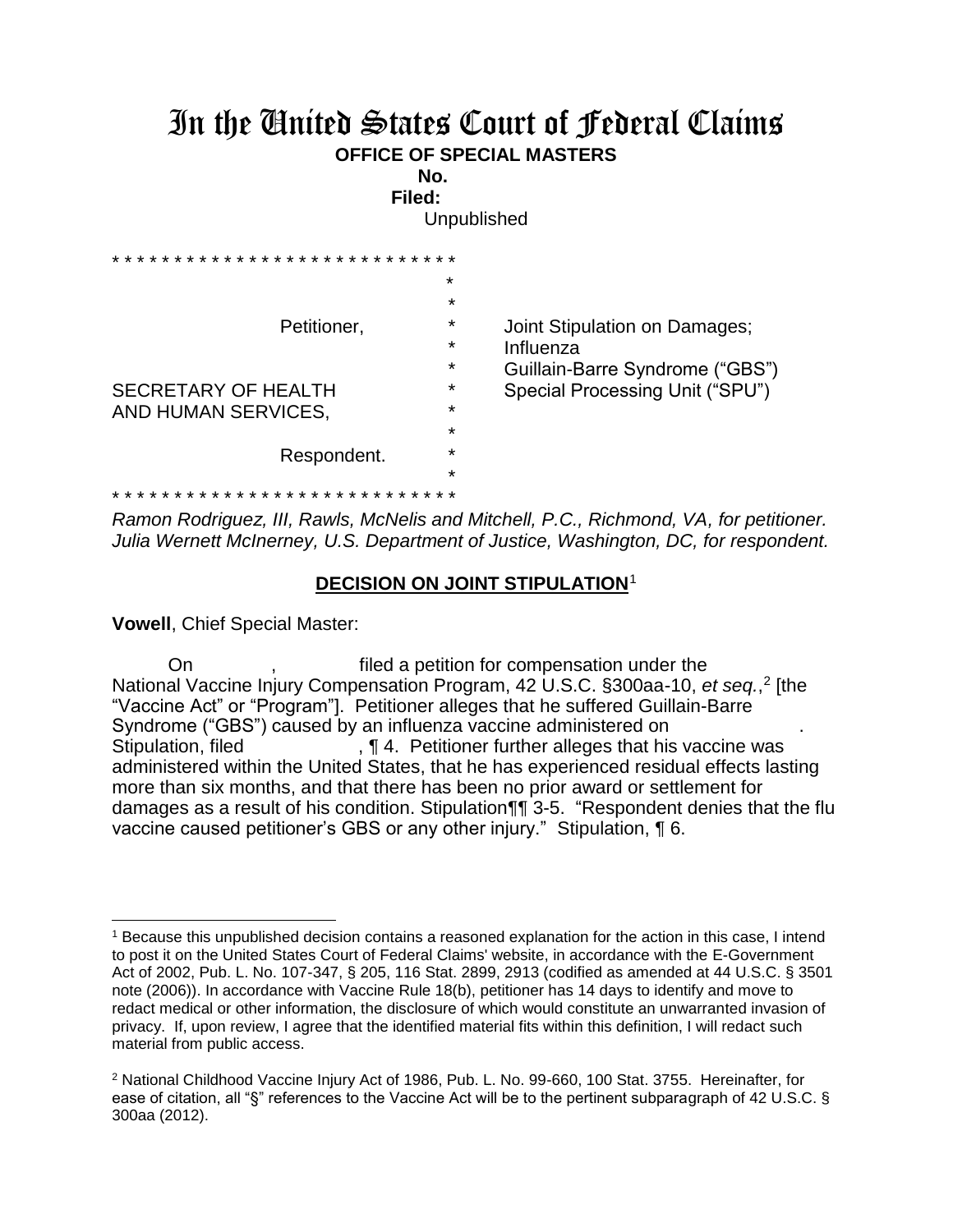# In the United States Court of Federal Claims

**OFFICE OF SPECIAL MASTERS**

**No.**

**Filed:**

Unpublished

| | | |
|---|---|---|
| Petitioner, | * | Joint Stipulation on Damages; |
| | * | Influenza |
| | * | Guillain-Barre Syndrome ("GBS") |
| SECRETARY OF HEALTH | * | Special Processing Unit ("SPU") |
| AND HUMAN SERVICES, | * | |
| | * | |
| Respondent. | * | |

*Ramon Rodriguez, III, Rawls, McNelis and Mitchell, P.C., Richmond, VA, for petitioner.*
*Julia Wernett McInerney, U.S. Department of Justice, Washington, DC, for respondent.*

## DECISION ON JOINT STIPULATION[1]

**Vowell**, Chief Special Master:

On , filed a petition for compensation under the National Vaccine Injury Compensation Program, 42 U.S.C. §300aa-10, *et seq.*,[2] [the "Vaccine Act" or "Program"]. Petitioner alleges that he suffered Guillain-Barre Syndrome ("GBS") caused by an influenza vaccine administered on . Stipulation, filed , ¶ 4. Petitioner further alleges that his vaccine was administered within the United States, that he has experienced residual effects lasting more than six months, and that there has been no prior award or settlement for damages as a result of his condition. Stipulation¶¶ 3-5. "Respondent denies that the flu vaccine caused petitioner's GBS or any other injury." Stipulation, ¶ 6.

---

[1] Because this unpublished decision contains a reasoned explanation for the action in this case, I intend to post it on the United States Court of Federal Claims' website, in accordance with the E-Government Act of 2002, Pub. L. No. 107-347, § 205, 116 Stat. 2899, 2913 (codified as amended at 44 U.S.C. § 3501 note (2006)). In accordance with Vaccine Rule 18(b), petitioner has 14 days to identify and move to redact medical or other information, the disclosure of which would constitute an unwarranted invasion of privacy. If, upon review, I agree that the identified material fits within this definition, I will redact such material from public access.

[2] National Childhood Vaccine Injury Act of 1986, Pub. L. No. 99-660, 100 Stat. 3755. Hereinafter, for ease of citation, all "§" references to the Vaccine Act will be to the pertinent subparagraph of 42 U.S.C. § 300aa (2012).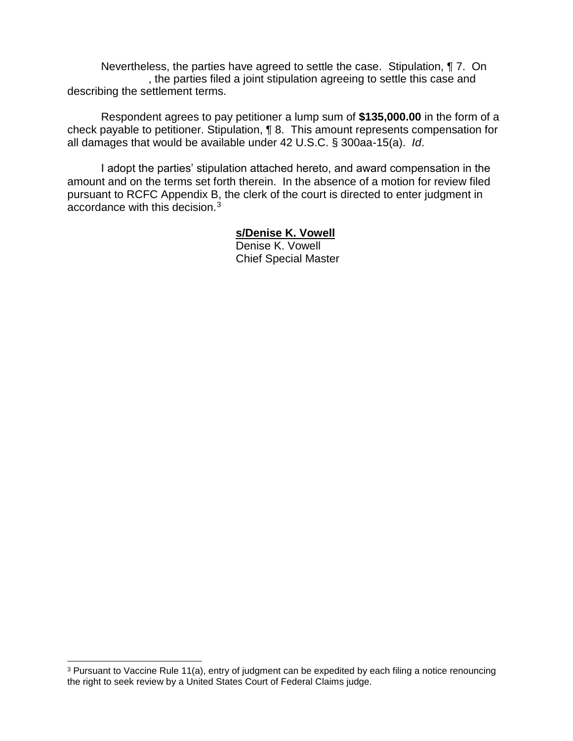Nevertheless, the parties have agreed to settle the case. Stipulation, ¶ 7. On , the parties filed a joint stipulation agreeing to settle this case and describing the settlement terms.

Respondent agrees to pay petitioner a lump sum of **$135,000.00** in the form of a check payable to petitioner. Stipulation, ¶ 8. This amount represents compensation for all damages that would be available under 42 U.S.C. § 300aa-15(a). *Id*.

I adopt the parties' stipulation attached hereto, and award compensation in the amount and on the terms set forth therein. In the absence of a motion for review filed pursuant to RCFC Appendix B, the clerk of the court is directed to enter judgment in accordance with this decision.[3]

**s/Denise K. Vowell**
Denise K. Vowell
Chief Special Master

---

[3] Pursuant to Vaccine Rule 11(a), entry of judgment can be expedited by each filing a notice renouncing the right to seek review by a United States Court of Federal Claims judge.